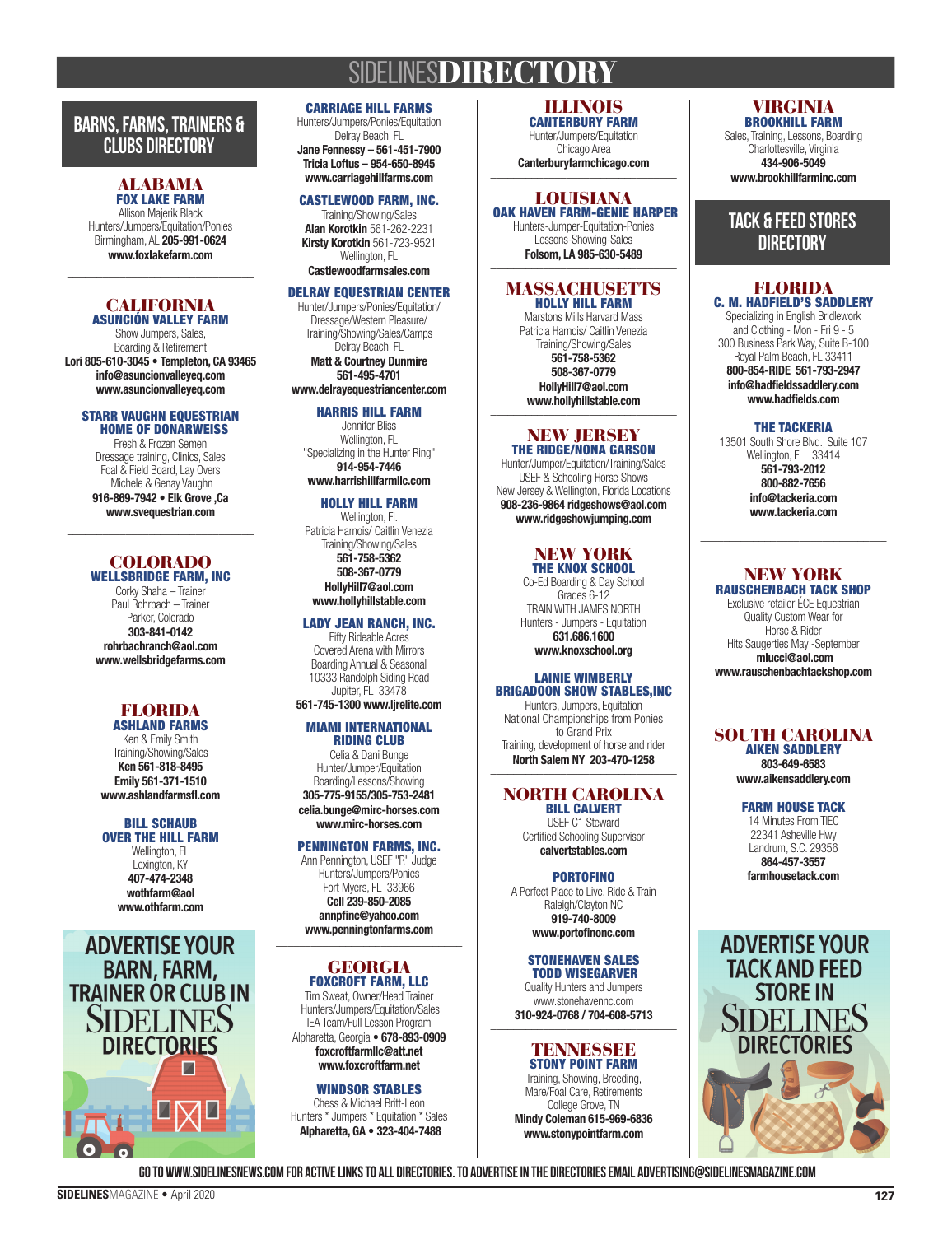# SIDELINES DIRECTORY

## BARNS, FARMS, TRAINERS & CLUBS DIRECTORY

### ALABAMA

**FOX LAKE FARM**
Allison Majerik Black
Hunters/Jumpers/Equitation/Ponies
Birmingham, AL **205-991-0624**
**www.foxlakefarm.com**

### CALIFORNIA

**ASUNCIÓN VALLEY FARM**
Show Jumpers, Sales,
Breeding & Retirement
**Lori 805-610-3045 • Templeton, CA 93465**
**info@asuncionvalleyeq.com**
**www.asuncionvalleyeq.com**

**STARR VAUGHN EQUESTRIAN HOME OF DONARWEISS**
Fresh & Frozen Semen
Dressage training, Clinics, Sales
Foal & Field Board, Lay Overs
Michele & Genay Vaughn
**916-869-7942 • Elk Grove ,Ca**
**www.svequestrian.com**

### COLORADO

**WELLSBRIDGE FARM, INC**
Corky Shaha – Trainer
Paul Rohrbach – Trainer
Parker, Colorado
**303-841-0142**
**rohrbachranch@aol.com**
**www.wellsbridgefarms.com**

### FLORIDA

**ASHLAND FARMS**
Ken & Emily Smith
Training/Showing/Sales
**Ken 561-818-8495**
**Emily 561-371-1510**
**www.ashlandfarmsfl.com**

**BILL SCHAUB OVER THE HILL FARM**
Wellington, FL
Lexington, KY
**407-474-2348**
**wothfarm@aol**
**www.othfarm.com**

**ADVERTISE YOUR BARN, FARM, TRAINER OR CLUB IN SIDELINES DIRECTORIES**

**CARRIAGE HILL FARMS**
Hunters/Jumpers/Ponies/Equitation
Delray Beach, FL
**Jane Fennessy – 561-451-7900**
**Tricia Loftus – 954-650-8945**
**www.carriagehillfarms.com**

**CASTLEWOOD FARM, INC.**
Training/Showing/Sales
**Alan Korotkin** 561-262-2231
**Kirsty Korotkin** 561-723-9521
Wellington, FL
**Castlewoodfarmsales.com**

**DELRAY EQUESTRIAN CENTER**
Hunter/Jumpers/Ponies/Equitation/
Dressage/Western Pleasure/
Training/Showing/Sales/Camps
Delray Beach, FL
**Matt & Courtney Dunmire**
**561-495-4701**
**www.delrayequestriancenter.com**

**HARRIS HILL FARM**
Jennifer Bliss
Wellington, FL
"Specializing in the Hunter Ring"
**914-954-7446**
**www.harrishillfarmllc.com**

**HOLLY HILL FARM**
Wellington, Fl.
Patricia Harnois/ Caitlin Venezia
Training/Showing/Sales
**561-758-5362**
**508-367-0779**
**HollyHill7@aol.com**
**www.hollyhillstable.com**

**LADY JEAN RANCH, INC.**
Fifty Rideable Acres
Covered Arena with Mirrors
Boarding Annual & Seasonal
10333 Randolph Siding Road
Jupiter, FL 33478
**561-745-1300 www.ljrelite.com**

**MIAMI INTERNATIONAL RIDING CLUB**
Celia & Dani Bunge
Hunter/Jumper/Equitation
Boarding/Lessons/Showing
**305-775-9155/305-753-2481**
**celia.bunge@mirc-horses.com**
**www.mirc-horses.com**

**PENNINGTON FARMS, INC.**
Ann Pennington, USEF "R" Judge
Hunters/Jumpers/Ponies
Fort Myers, FL 33966
**Cell 239-850-2085**
**annpfinc@yahoo.com**
**www.penningtonfarms.com**

### GEORGIA

**FOXCROFT FARM, LLC**
Tim Sweat, Owner/Head Trainer
Hunters/Jumpers/Equitation/Sales
IEA Team/Full Lesson Program
Alpharetta, Georgia • **678-893-0909**
**foxcroftfarmllc@att.net**
**www.foxcroftfarm.net**

**WINDSOR STABLES**
Chess & Michael Britt-Leon
Hunters * Jumpers * Equitation * Sales
**Alpharetta, GA • 323-404-7488**

### ILLINOIS

**CANTERBURY FARM**
Hunter/Jumpers/Equitation
Chicago Area
**Canterburyfarmchicago.com**

### LOUISIANA

**OAK HAVEN FARM-GENIE HARPER**
Hunters-Jumper-Equitation-Ponies
Lessons-Showing-Sales
**Folsom, LA 985-630-5489**

### MASSACHUSETTS

**HOLLY HILL FARM**
Marstons Mills Harvard Mass
Patricia Harnois/ Caitlin Venezia
Training/Showing/Sales
**561-758-5362**
**508-367-0779**
**HollyHill7@aol.com**
**www.hollyhillstable.com**

### NEW JERSEY

**THE RIDGE/NONA GARSON**
Hunter/Jumper/Equitation/Training/Sales
USEF & Schooling Horse Shows
New Jersey & Wellington, Florida Locations
**908-236-9864 ridgeshows@aol.com**
**www.ridgeshowjumping.com**

### NEW YORK

**THE KNOX SCHOOL**
Co-Ed Boarding & Day School
Grades 6-12
TRAIN WITH JAMES NORTH
Hunters - Jumpers - Equitation
**631.686.1600**
**www.knoxschool.org**

**LAINIE WIMBERLY BRIGADOON SHOW STABLES,INC**
Hunters, Jumpers, Equitation
National Championships from Ponies to Grand Prix
Training, development of horse and rider
**North Salem NY 203-470-1258**

### NORTH CAROLINA

**BILL CALVERT**
USEF C1 Steward
Certified Schooling Supervisor
**calvertstables.com**

**PORTOFINO**
A Perfect Place to Live, Ride & Train
Raleigh/Clayton NC
**919-740-8009**
**www.portofinonc.com**

**STONEHAVEN SALES TODD WISEGARVER**
Quality Hunters and Jumpers
www.stonehavennc.com
**310-924-0768 / 704-608-5713**

### TENNESSEE

**STONY POINT FARM**
Training, Showing, Breeding,
Mare/Foal Care, Retirements
College Grove, TN
**Mindy Coleman 615-969-6836**
**www.stonypointfarm.com**

### VIRGINIA

**BROOKHILL FARM**
Sales, Training, Lessons, Boarding
Charlottesville, Virginia
**434-906-5049**
**www.brookhillfarminc.com**

## TACK & FEED STORES DIRECTORY

### FLORIDA

**C. M. HADFIELD'S SADDLERY**
Specializing in English Bridlework
and Clothing - Mon - Fri 9 - 5
300 Business Park Way, Suite B-100
Royal Palm Beach, FL 33411
**800-854-RIDE 561-793-2947**
**info@hadfieldssaddlery.com**
**www.hadfields.com**

**THE TACKERIA**
13501 South Shore Blvd., Suite 107
Wellington, FL 33414
**561-793-2012**
**800-882-7656**
**info@tackeria.com**
**www.tackeria.com**

### NEW YORK

**RAUSCHENBACH TACK SHOP**
Exclusive retailer ÉCE Equestrian
Quality Custom Wear for
Horse & Rider
Hits Saugerties May -September
**mlucci@aol.com**
**www.rauschenbachtackshop.com**

### SOUTH CAROLINA

**AIKEN SADDLERY**
**803-649-6583**
**www.aikensaddlery.com**

**FARM HOUSE TACK**
14 Minutes From TIEC
22341 Asheville Hwy
Landrum, S.C. 29356
**864-457-3557**
**farmhousetack.com**

**ADVERTISE YOUR TACK AND FEED STORE IN SIDELINES DIRECTORIES**

**GO TO WWW.SIDELINESNEWS.COM FOR ACTIVE LINKS TO ALL DIRECTORIES. TO ADVERTISE IN THE DIRECTORIES EMAIL ADVERTISING@SIDELINESMAGAZINE.COM**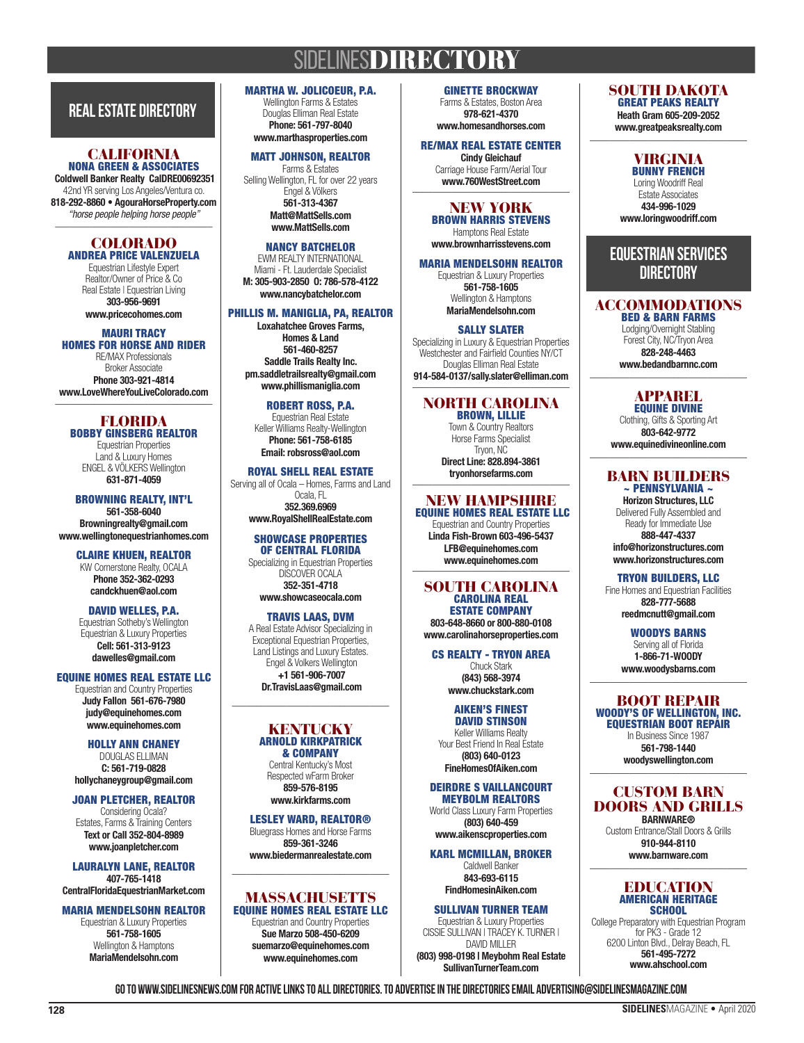# SIDELINES DIRECTORY

## REAL ESTATE DIRECTORY

### CALIFORNIA

**NONA GREEN & ASSOCIATES**
**Coldwell Banker Realty CalDRE00692351**
42nd YR serving Los Angeles/Ventura co.
**818-292-8860 • AgouraHorseProperty.com**
*"horse people helping horse people"*

### COLORADO

**ANDREA PRICE VALENZUELA**
Equestrian Lifestyle Expert
Realtor/Owner of Price & Co
Real Estate | Equestrian Living
**303-956-9691**
**www.pricecohomes.com**

**MAURI TRACY**
**HOMES FOR HORSE AND RIDER**
RE/MAX Professionals
Broker Associate
**Phone 303-921-4814**
**www.LoveWhereYouLiveColorado.com**

### FLORIDA

**BOBBY GINSBERG REALTOR**
Equestrian Properties
Land & Luxury Homes
ENGEL & VÖLKERS Wellington
**631-871-4059**

**BROWNING REALTY, INT'L**
**561-358-6040**
**Browningrealty@gmail.com**
**www.wellingtonequestrianhomes.com**

**CLAIRE KHUEN, REALTOR**
KW Cornerstone Realty, OCALA
**Phone 352-362-0293**
**candckhuen@aol.com**

**DAVID WELLES, P.A.**
Equestrian Sotheby's Wellington
Equestrian & Luxury Properties
**Cell: 561-313-9123**
**dawelles@gmail.com**

**EQUINE HOMES REAL ESTATE LLC**
Equestrian and Country Properties
**Judy Fallon 561-676-7980**
**judy@equinehomes.com**
**www.equinehomes.com**

**HOLLY ANN CHANEY**
DOUGLAS ELLIMAN
**C: 561-719-0828**
**hollychaneygroup@gmail.com**

**JOAN PLETCHER, REALTOR**
Considering Ocala?
Estates, Farms & Training Centers
**Text or Call 352-804-8989**
**www.joanpletcher.com**

**LAURALYN LANE, REALTOR**
**407-765-1418**
**CentralFloridaEquestrianMarket.com**

**MARIA MENDELSOHN REALTOR**
Equestrian & Luxury Properties
**561-758-1605**
Wellington & Hamptons
**MariaMendelsohn.com**

**MARTHA W. JOLICOEUR, P.A.**
Wellington Farms & Estates
Douglas Elliman Real Estate
**Phone: 561-797-8040**
**www.marthasproperties.com**

**MATT JOHNSON, REALTOR**
Farms & Estates
Selling Wellington, FL for over 22 years
Engel & Völkers
**561-313-4367**
**Matt@MattSells.com**
**www.MattSells.com**

**NANCY BATCHELOR**
EWM REALTY INTERNATIONAL
Miami - Ft. Lauderdale Specialist
**M: 305-903-2850 O: 786-578-4122**
**www.nancybatchelor.com**

**PHILLIS M. MANIGLIA, PA, REALTOR**
**Loxahatchee Groves Farms,**
**Homes & Land**
**561-460-8257**
**Saddle Trails Realty Inc.**
**pm.saddletrailsrealty@gmail.com**
**www.phillismaniglia.com**

**ROBERT ROSS, P.A.**
Equestrian Real Estate
Keller Williams Realty-Wellington
**Phone: 561-758-6185**
**Email: robsross@aol.com**

**ROYAL SHELL REAL ESTATE**
Serving all of Ocala – Homes, Farms and Land
Ocala, FL
**352.369.6969**
**www.RoyalShellRealEstate.com**

**SHOWCASE PROPERTIES OF CENTRAL FLORIDA**
Specializing in Equestrian Properties
DISCOVER OCALA
**352-351-4718**
**www.showcaseocala.com**

**TRAVIS LAAS, DVM**
A Real Estate Advisor Specializing in Exceptional Equestrian Properties, Land Listings and Luxury Estates.
Engel & Volkers Wellington
**+1 561-906-7007**
**Dr.TravisLaas@gmail.com**

### KENTUCKY

**ARNOLD KIRKPATRICK & COMPANY**
Central Kentucky's Most Respected wFarm Broker
**859-576-8195**
**www.kirkfarms.com**

**LESLEY WARD, REALTOR®**
Bluegrass Homes and Horse Farms
**859-361-3246**
**www.biedermanrealestate.com**

### MASSACHUSETTS

**EQUINE HOMES REAL ESTATE LLC**
Equestrian and Country Properties
**Sue Marzo 508-450-6209**
**suemarzo@equinehomes.com**
**www.equinehomes.com**

**GINETTE BROCKWAY**
Farms & Estates, Boston Area
**978-621-4370**
**www.homesandhorses.com**

**RE/MAX REAL ESTATE CENTER**
**Cindy Gleichauf**
Carriage House Farm/Aerial Tour
**www.760WestStreet.com**

### NEW YORK

**BROWN HARRIS STEVENS**
Hamptons Real Estate
**www.brownharrisstevens.com**

**MARIA MENDELSOHN REALTOR**
Equestrian & Luxury Properties
**561-758-1605**
Wellington & Hamptons
**MariaMendelsohn.com**

**SALLY SLATER**
Specializing in Luxury & Equestrian Properties
Westchester and Fairfield Counties NY/CT
Douglas Elliman Real Estate
**914-584-0137/sally.slater@elliman.com**

### NORTH CAROLINA

**BROWN, LILLIE**
Town & Country Realtors
Horse Farms Specialist
Tryon, NC
**Direct Line: 828.894-3861**
**tryonhorsefarms.com**

### NEW HAMPSHIRE

**EQUINE HOMES REAL ESTATE LLC**
Equestrian and Country Properties
**Linda Fish-Brown 603-496-5437**
**LFB@equinehomes.com**
**www.equinehomes.com**

### SOUTH CAROLINA

**CAROLINA REAL ESTATE COMPANY**
**803-648-8660 or 800-880-0108**
**www.carolinahorseproperties.com**

**CS REALTY - TRYON AREA**
Chuck Stark
**(843) 568-3974**
**www.chuckstark.com**

**AIKEN'S FINEST DAVID STINSON**
Keller Williams Realty
Your Best Friend In Real Estate
**(803) 640-0123**
**FineHomesOfAiken.com**

**DEIRDRE S VAILLANCOURT MEYBOLM REALTORS**
World Class Luxury Farm Properties
**(803) 640-459**
**www.aikenscproperties.com**

**KARL MCMILLAN, BROKER**
Caldwell Banker
**843-693-6115**
**FindHomesinAiken.com**

**SULLIVAN TURNER TEAM**
Equestrian & Luxury Properties
CISSIE SULLIVAN | TRACEY K. TURNER | DAVID MILLER
**(803) 998-0198 | Meybohm Real Estate**
**SullivanTurnerTeam.com**

### SOUTH DAKOTA

**GREAT PEAKS REALTY**
**Heath Gram 605-209-2052**
**www.greatpeaksrealty.com**

### VIRGINIA

**BUNNY FRENCH**
Loring Woodriff Real Estate Associates
**434-996-1029**
**www.loringwoodriff.com**

## EQUESTRIAN SERVICES DIRECTORY

### ACCOMMODATIONS

**BED & BARN FARMS**
Lodging/Overnight Stabling
Forest City, NC/Tryon Area
**828-248-4463**
**www.bedandbarnnc.com**

### APPAREL

**EQUINE DIVINE**
Clothing, Gifts & Sporting Art
**803-642-9772**
**www.equinedivineonline.com**

### BARN BUILDERS

**~ PENNSYLVANIA ~**
**Horizon Structures, LLC**
Delivered Fully Assembled and Ready for Immediate Use
**888-447-4337**
**info@horizonstructures.com**
**www.horizonstructures.com**

**TRYON BUILDERS, LLC**
Fine Homes and Equestrian Facilities
**828-777-5688**
**reedmcnutt@gmail.com**

**WOODYS BARNS**
Serving all of Florida
**1-866-71-WOODY**
**www.woodysbarns.com**

### BOOT REPAIR

**WOODY'S OF WELLINGTON, INC. EQUESTRIAN BOOT REPAIR**
In Business Since 1987
**561-798-1440**
**woodyswellington.com**

### CUSTOM BARN DOORS AND GRILLS

**BARNWARE®**
Custom Entrance/Stall Doors & Grills
**910-944-8110**
**www.barnware.com**

### EDUCATION

**AMERICAN HERITAGE SCHOOL**
College Preparatory with Equestrian Program for PK3 - Grade 12
6200 Linton Blvd., Delray Beach, FL
**561-495-7272**
**www.ahschool.com**

**GO TO WWW.SIDELINESNEWS.COM FOR ACTIVE LINKS TO ALL DIRECTORIES. TO ADVERTISE IN THE DIRECTORIES EMAIL ADVERTISING@SIDELINESMAGAZINE.COM**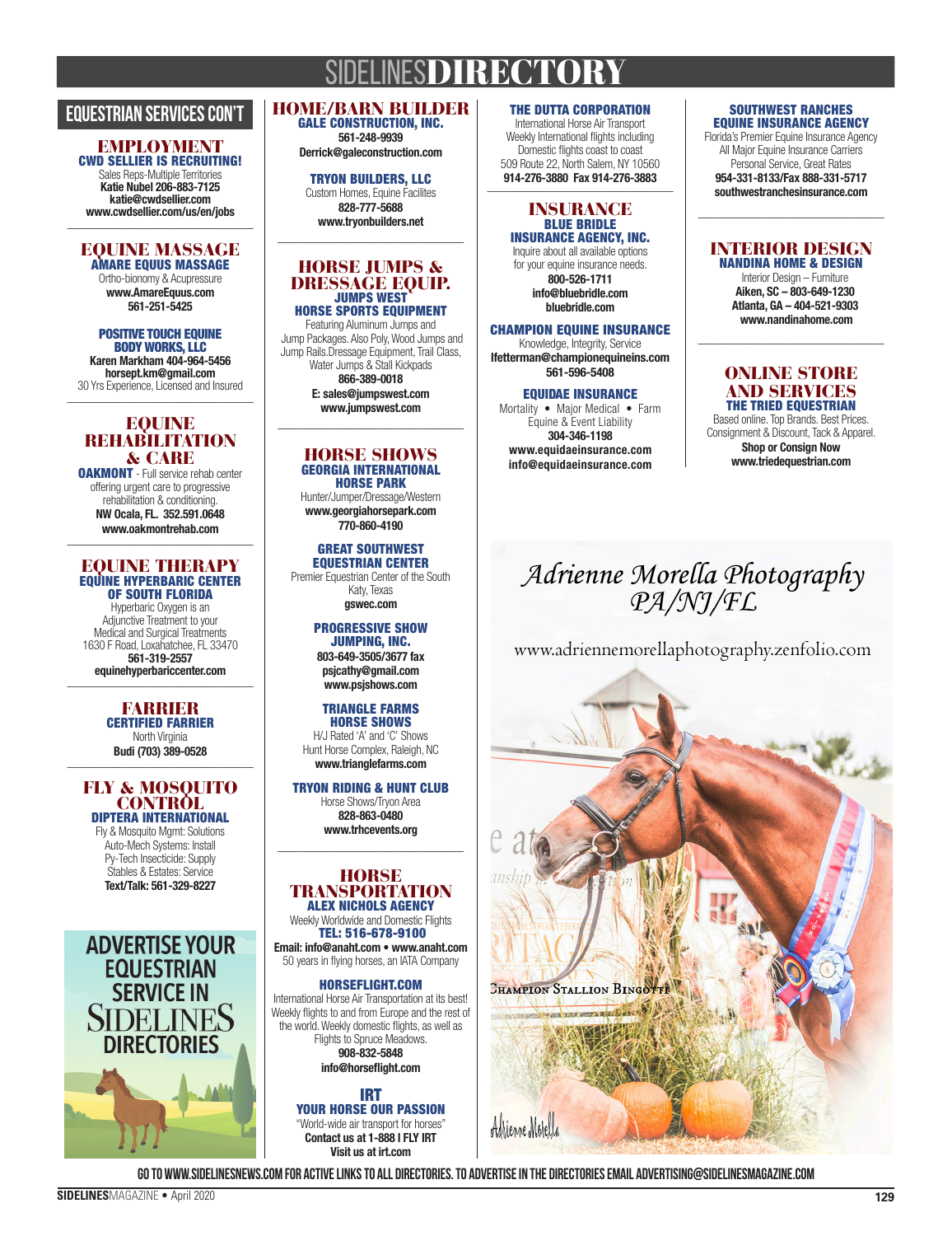# SIDELINES DIRECTORY

## EQUESTRIAN SERVICES CON'T

### EMPLOYMENT

**CWD SELLIER IS RECRUITING!**
Sales Reps-Multiple Territories
**Katie Nubel 206-883-7125**
**katie@cwdsellier.com**
**www.cwdsellier.com/us/en/jobs**

### EQUINE MASSAGE

**AMARE EQUUS MASSAGE**
Ortho-bionomy & Acupressure
**www.AmareEquus.com**
**561-251-5425**

**POSITIVE TOUCH EQUINE BODY WORKS, LLC**
**Karen Markham 404-964-5456**
**horsept.km@gmail.com**
30 Yrs Experience, Licensed and Insured

### EQUINE REHABILITATION & CARE

**OAKMONT** - Full service rehab center offering urgent care to progressive rehabilitation & conditioning.
**NW Ocala, FL. 352.591.0648**
**www.oakmontrehab.com**

### EQUINE THERAPY

**EQUINE HYPERBARIC CENTER OF SOUTH FLORIDA**
Hyperbaric Oxygen is an Adjunctive Treatment to your Medical and Surgical Treatments
1630 F Road, Loxahatchee, FL 33470
**561-319-2557**
**equinehyperbariccenter.com**

### FARRIER

**CERTIFIED FARRIER**
North Virginia
**Budi (703) 389-0528**

### FLY & MOSQUITO CONTROL

**DIPTERA INTERNATIONAL**
Fly & Mosquito Mgmt: Solutions
Auto-Mech Systems: Install
Py-Tech Insecticide: Supply
Stables & Estates: Service
**Text/Talk: 561-329-8227**

ADVERTISE YOUR EQUESTRIAN SERVICE IN SIDELINES DIRECTORIES

### HOME/BARN BUILDER

**GALE CONSTRUCTION, INC.**
**561-248-9939**
**Derrick@galeconstruction.com**

**TRYON BUILDERS, LLC**
Custom Homes, Equine Facilites
**828-777-5688**
**www.tryonbuilders.net**

### HORSE JUMPS & DRESSAGE EQUIP.

**JUMPS WEST HORSE SPORTS EQUIPMENT**
Featuring Aluminum Jumps and Jump Packages. Also Poly, Wood Jumps and Jump Rails.Dressage Equipment, Trail Class, Water Jumps & Stall Kickpads
**866-389-0018**
**E: sales@jumpswest.com**
**www.jumpswest.com**

### HORSE SHOWS

**GEORGIA INTERNATIONAL HORSE PARK**
Hunter/Jumper/Dressage/Western
**www.georgiahorsepark.com**
**770-860-4190**

**GREAT SOUTHWEST EQUESTRIAN CENTER**
Premier Equestrian Center of the South
Katy, Texas
**gswec.com**

**PROGRESSIVE SHOW JUMPING, INC.**
**803-649-3505/3677 fax**
**psjcathy@gmail.com**
**www.psjshows.com**

**TRIANGLE FARMS HORSE SHOWS**
H/J Rated 'A' and 'C' Shows
Hunt Horse Complex, Raleigh, NC
**www.trianglefarms.com**

**TRYON RIDING & HUNT CLUB**
Horse Shows/Tryon Area
**828-863-0480**
**www.trhcevents.org**

### HORSE TRANSPORTATION

**ALEX NICHOLS AGENCY**
Weekly Worldwide and Domestic Flights
**TEL: 516-678-9100**
**Email: info@anaht.com • www.anaht.com**
50 years in flying horses, an IATA Company

**HORSEFLIGHT.COM**
International Horse Air Transportation at its best! Weekly flights to and from Europe and the rest of the world. Weekly domestic flights, as well as Flights to Spruce Meadows.
**908-832-5848**
**info@horseflight.com**

**IRT**
**YOUR HORSE OUR PASSION**
"World-wide air transport for horses"
**Contact us at 1-888 I FLY IRT**
**Visit us at irt.com**

**THE DUTTA CORPORATION**
International Horse Air Transport
Weekly International flights including Domestic flights coast to coast
509 Route 22, North Salem, NY 10560
**914-276-3880 Fax 914-276-3883**

### INSURANCE

**BLUE BRIDLE INSURANCE AGENCY, INC.**
Inquire about all available options for your equine insurance needs.
**800-526-1711**
**info@bluebridle.com**
**bluebridle.com**

**CHAMPION EQUINE INSURANCE**
Knowledge, Integrity, Service
**lfetterman@championequineins.com**
**561-596-5408**

**EQUIDAE INSURANCE**
Mortality • Major Medical • Farm
Equine & Event Liability
**304-346-1198**
**www.equidaeinsurance.com**
**info@equidaeinsurance.com**

**SOUTHWEST RANCHES EQUINE INSURANCE AGENCY**
Florida's Premier Equine Insurance Agency
All Major Equine Insurance Carriers
Personal Service, Great Rates
**954-331-8133/Fax 888-331-5717**
**southwestranchesinsurance.com**

### INTERIOR DESIGN

**NANDINA HOME & DESIGN**
Interior Design – Furniture
**Aiken, SC – 803-649-1230**
**Atlanta, GA – 404-521-9303**
**www.nandinahome.com**

### ONLINE STORE AND SERVICES

**THE TRIED EQUESTRIAN**
Based online. Top Brands. Best Prices. Consignment & Discount, Tack & Apparel.
**Shop or Consign Now**
**www.triedequestrian.com**

*Adrienne Morella Photography*
*PA/NJ/FL*

www.adriennemorellaphotography.zenfolio.com

Champion Stallion Bingotti

GO TO WWW.SIDELINESNEWS.COM FOR ACTIVE LINKS TO ALL DIRECTORIES. TO ADVERTISE IN THE DIRECTORIES EMAIL ADVERTISING@SIDELINESMAGAZINE.COM